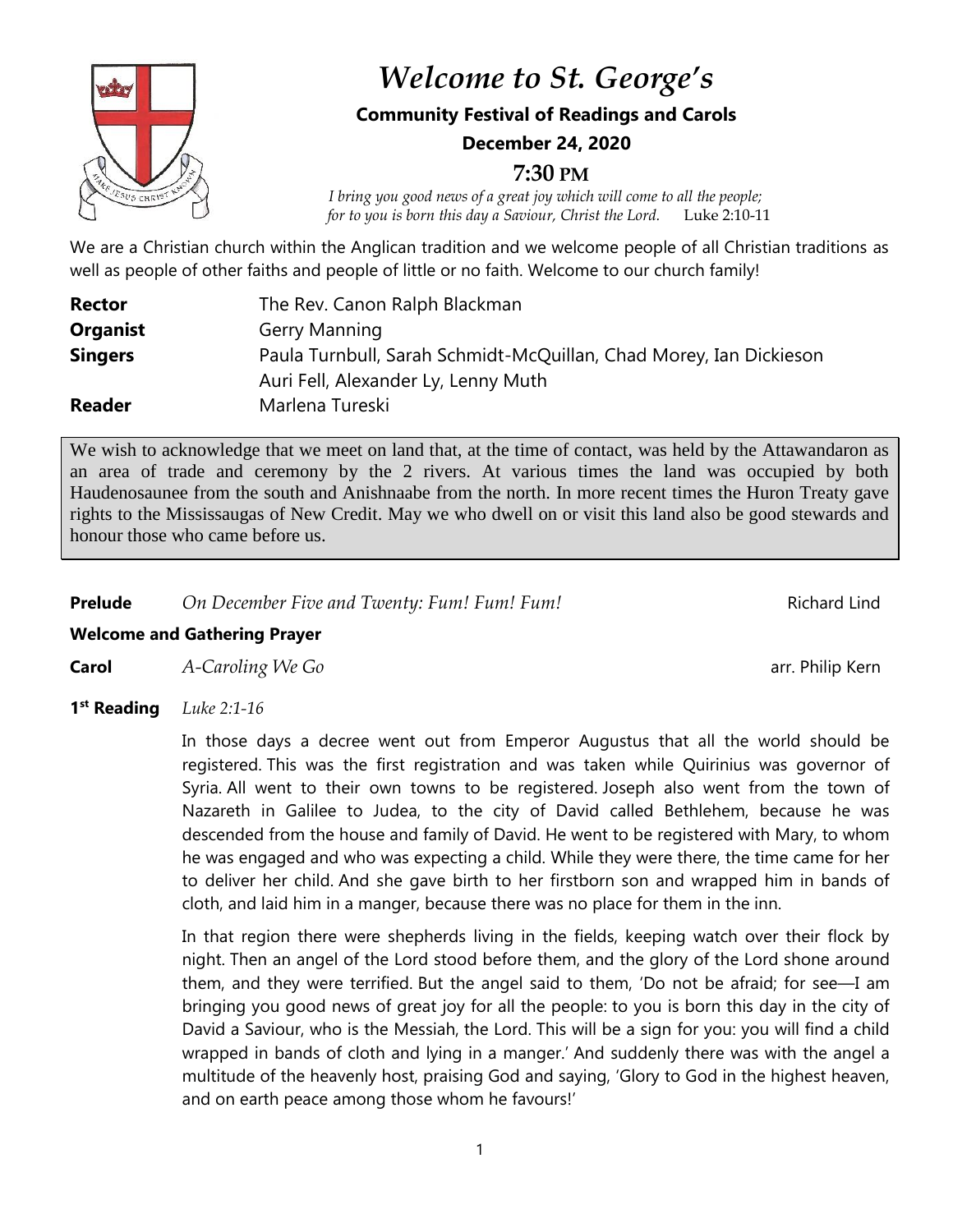# *Welcome to St. George's*

**Community Festival of Readings and Carols**

**December 24, 2020**

**7:30 PM**

*I bring you good news of a great joy which will come to all the people;*
*for to you is born this day a Saviour, Christ the Lord.* Luke 2:10-11

We are a Christian church within the Anglican tradition and we welcome people of all Christian traditions as well as people of other faiths and people of little or no faith. Welcome to our church family!

| | |
|---|---|
| **Rector** | The Rev. Canon Ralph Blackman |
| **Organist** | Gerry Manning |
| **Singers** | Paula Turnbull, Sarah Schmidt-McQuillan, Chad Morey, Ian Dickieson<br>Auri Fell, Alexander Ly, Lenny Muth |
| **Reader** | Marlena Tureski |

We wish to acknowledge that we meet on land that, at the time of contact, was held by the Attawandaron as an area of trade and ceremony by the 2 rivers. At various times the land was occupied by both Haudenosaunee from the south and Anishnaabe from the north. In more recent times the Huron Treaty gave rights to the Mississaugas of New Credit. May we who dwell on or visit this land also be good stewards and honour those who came before us.

**Prelude** *On December Five and Twenty: Fum! Fum! Fum!* Richard Lind

**Welcome and Gathering Prayer**

**Carol** *A-Caroling We Go* arr. Philip Kern

**1st Reading** *Luke 2:1-16*

In those days a decree went out from Emperor Augustus that all the world should be registered. This was the first registration and was taken while Quirinius was governor of Syria. All went to their own towns to be registered. Joseph also went from the town of Nazareth in Galilee to Judea, to the city of David called Bethlehem, because he was descended from the house and family of David. He went to be registered with Mary, to whom he was engaged and who was expecting a child. While they were there, the time came for her to deliver her child. And she gave birth to her firstborn son and wrapped him in bands of cloth, and laid him in a manger, because there was no place for them in the inn.

In that region there were shepherds living in the fields, keeping watch over their flock by night. Then an angel of the Lord stood before them, and the glory of the Lord shone around them, and they were terrified. But the angel said to them, 'Do not be afraid; for see—I am bringing you good news of great joy for all the people: to you is born this day in the city of David a Saviour, who is the Messiah, the Lord. This will be a sign for you: you will find a child wrapped in bands of cloth and lying in a manger.' And suddenly there was with the angel a multitude of the heavenly host, praising God and saying, 'Glory to God in the highest heaven, and on earth peace among those whom he favours!'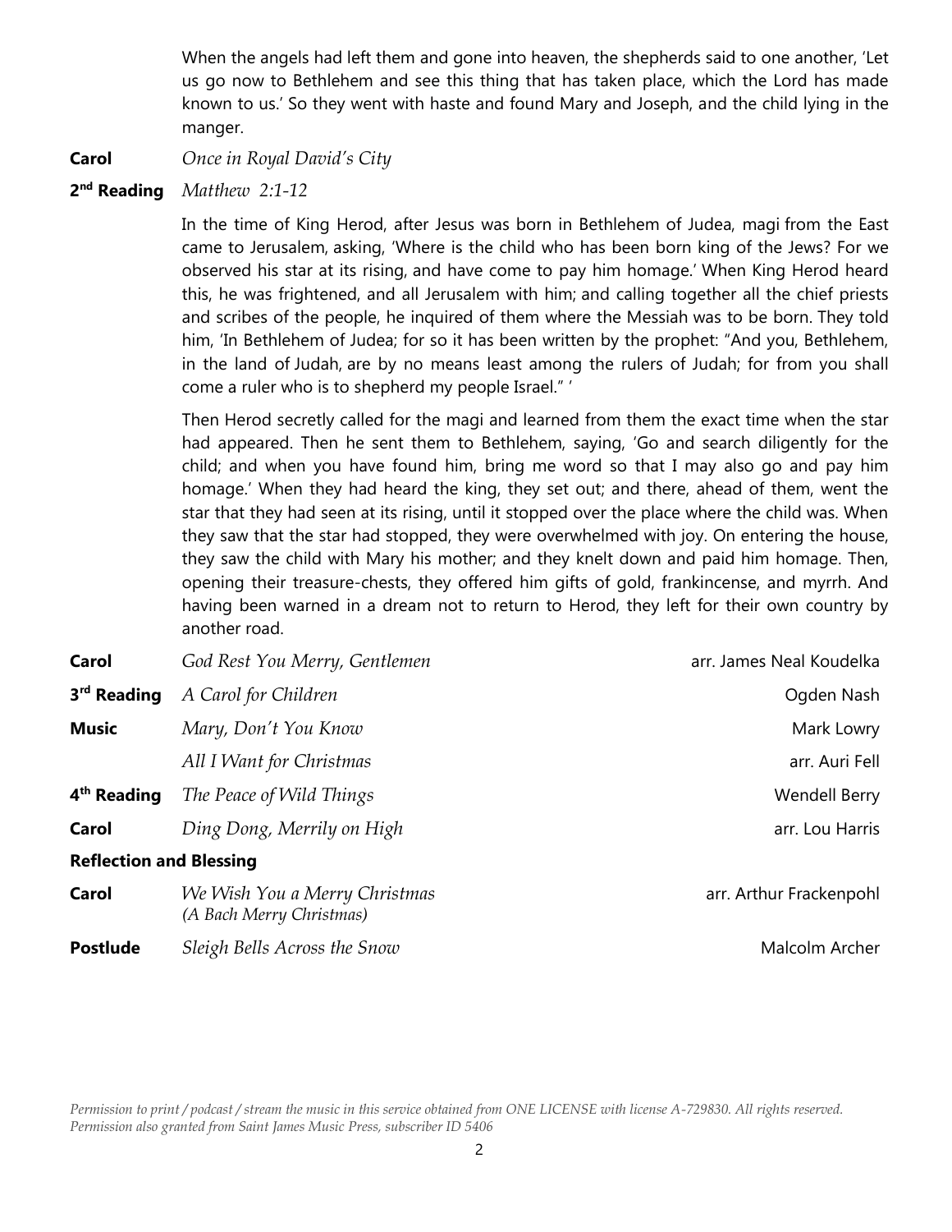When the angels had left them and gone into heaven, the shepherds said to one another, 'Let us go now to Bethlehem and see this thing that has taken place, which the Lord has made known to us.' So they went with haste and found Mary and Joseph, and the child lying in the manger.

**Carol** *Once in Royal David's City*

**2nd Reading** *Matthew 2:1-12*

In the time of King Herod, after Jesus was born in Bethlehem of Judea, magi from the East came to Jerusalem, asking, 'Where is the child who has been born king of the Jews? For we observed his star at its rising, and have come to pay him homage.' When King Herod heard this, he was frightened, and all Jerusalem with him; and calling together all the chief priests and scribes of the people, he inquired of them where the Messiah was to be born. They told him, 'In Bethlehem of Judea; for so it has been written by the prophet: "And you, Bethlehem, in the land of Judah, are by no means least among the rulers of Judah; for from you shall come a ruler who is to shepherd my people Israel." '

Then Herod secretly called for the magi and learned from them the exact time when the star had appeared. Then he sent them to Bethlehem, saying, 'Go and search diligently for the child; and when you have found him, bring me word so that I may also go and pay him homage.' When they had heard the king, they set out; and there, ahead of them, went the star that they had seen at its rising, until it stopped over the place where the child was. When they saw that the star had stopped, they were overwhelmed with joy. On entering the house, they saw the child with Mary his mother; and they knelt down and paid him homage. Then, opening their treasure-chests, they offered him gifts of gold, frankincense, and myrrh. And having been warned in a dream not to return to Herod, they left for their own country by another road.

| | | |
|---|---|---|
| **Carol** | *God Rest You Merry, Gentlemen* | arr. James Neal Koudelka |
| **3rd Reading** | *A Carol for Children* | Ogden Nash |
| **Music** | *Mary, Don't You Know* | Mark Lowry |
| | *All I Want for Christmas* | arr. Auri Fell |
| **4th Reading** | *The Peace of Wild Things* | Wendell Berry |
| **Carol** | *Ding Dong, Merrily on High* | arr. Lou Harris |
| **Reflection and Blessing** | | |
| **Carol** | *We Wish You a Merry Christmas (A Bach Merry Christmas)* | arr. Arthur Frackenpohl |
| **Postlude** | *Sleigh Bells Across the Snow* | Malcolm Archer |

*Permission to print / podcast / stream the music in this service obtained from ONE LICENSE with license A-729830. All rights reserved. Permission also granted from Saint James Music Press, subscriber ID 5406*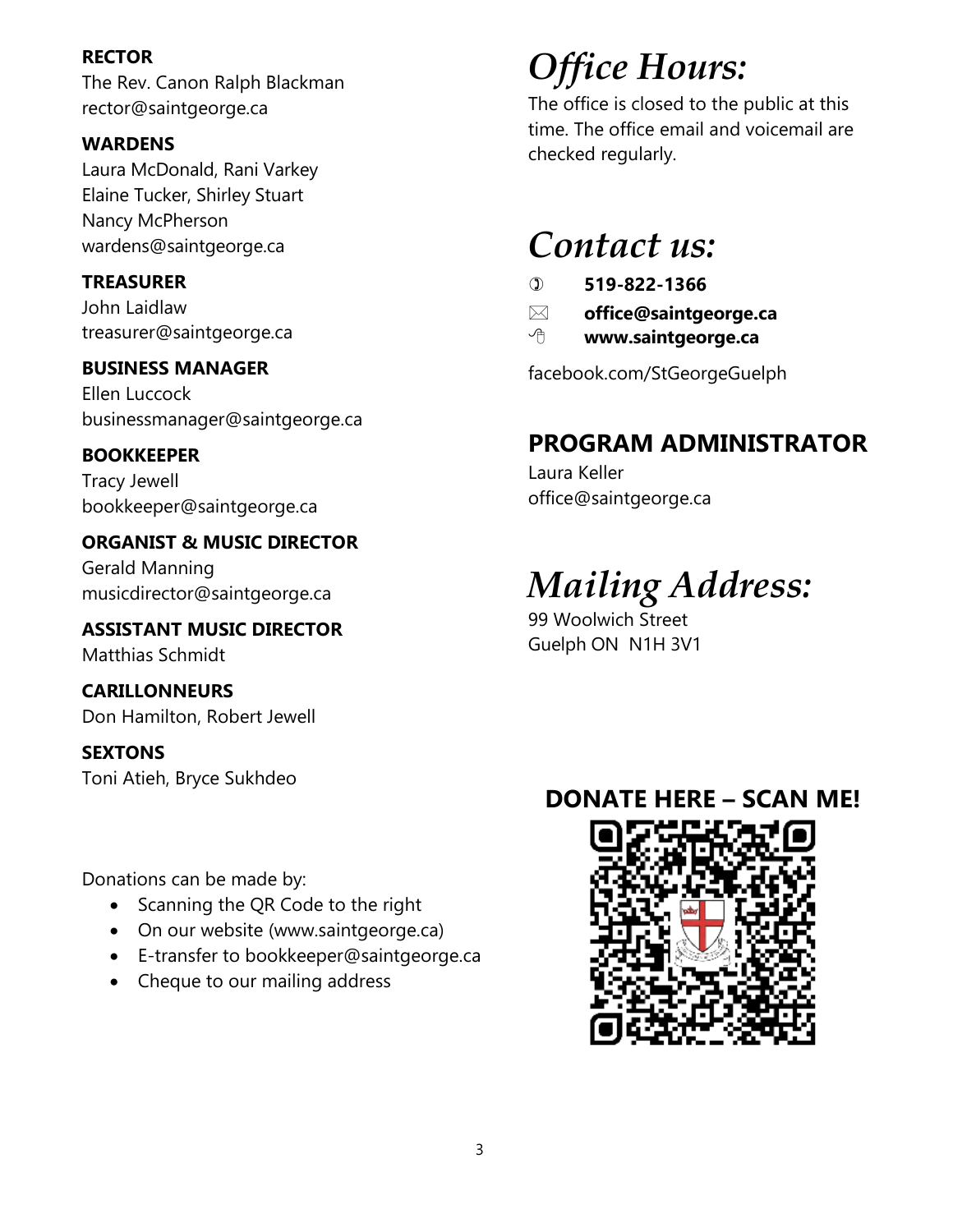**RECTOR**
The Rev. Canon Ralph Blackman
rector@saintgeorge.ca

**WARDENS**
Laura McDonald, Rani Varkey
Elaine Tucker, Shirley Stuart
Nancy McPherson
wardens@saintgeorge.ca

**TREASURER**
John Laidlaw
treasurer@saintgeorge.ca

**BUSINESS MANAGER**
Ellen Luccock
businessmanager@saintgeorge.ca

**BOOKKEEPER**
Tracy Jewell
bookkeeper@saintgeorge.ca

**ORGANIST & MUSIC DIRECTOR**
Gerald Manning
musicdirector@saintgeorge.ca

**ASSISTANT MUSIC DIRECTOR**
Matthias Schmidt

**CARILLONNEURS**
Don Hamilton, Robert Jewell

**SEXTONS**
Toni Atieh, Bryce Sukhdeo

Donations can be made by:

- Scanning the QR Code to the right
- On our website (www.saintgeorge.ca)
- E-transfer to bookkeeper@saintgeorge.ca
- Cheque to our mailing address

# *Office Hours:*

The office is closed to the public at this time. The office email and voicemail are checked regularly.

# *Contact us:*

**519-822-1366**
**office@saintgeorge.ca**
**www.saintgeorge.ca**

facebook.com/StGeorgeGuelph

## PROGRAM ADMINISTRATOR

Laura Keller
office@saintgeorge.ca

# *Mailing Address:*

99 Woolwich Street
Guelph ON N1H 3V1

**DONATE HERE – SCAN ME!**